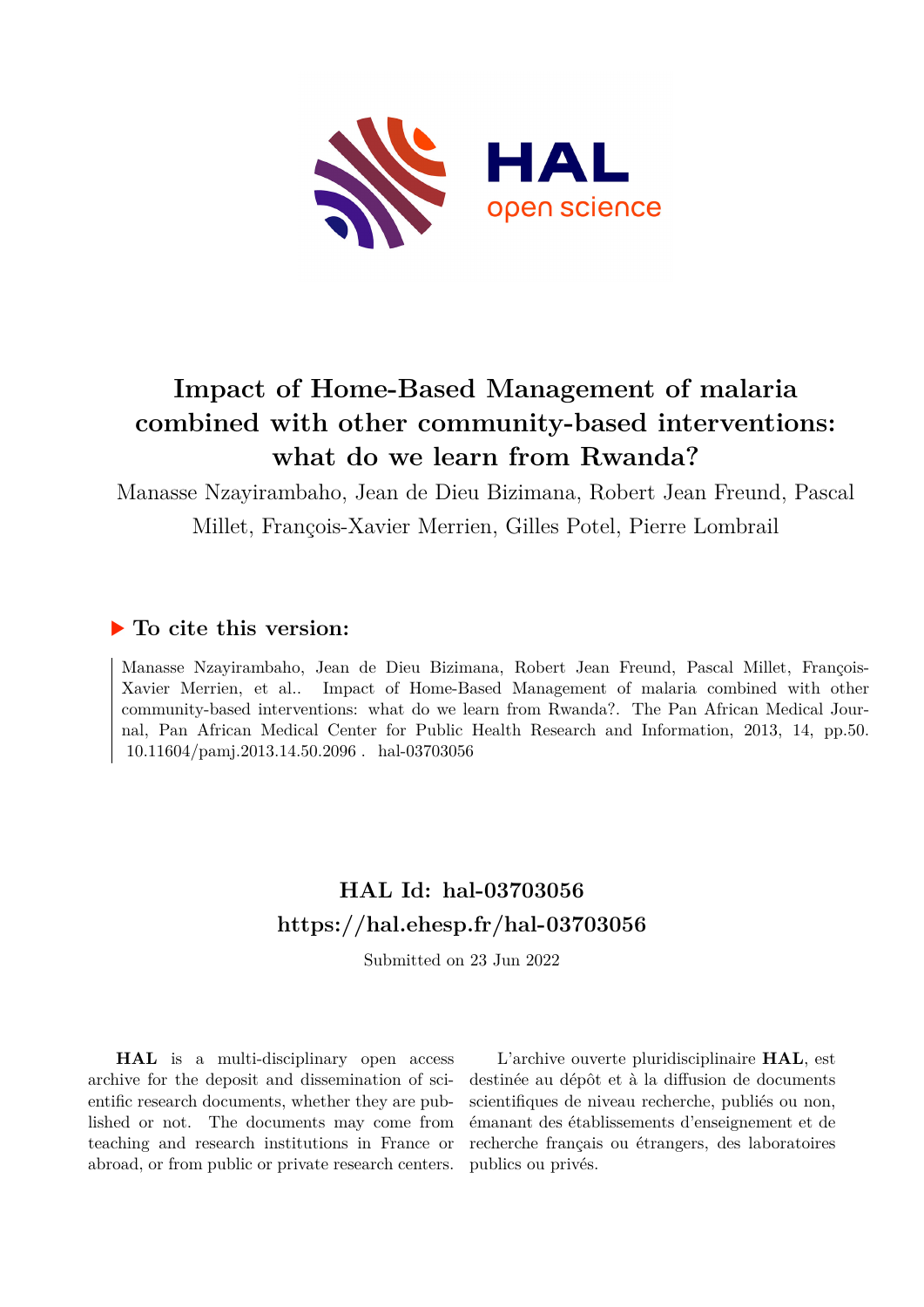HAL open science

# Impact of Home-Based Management of malaria combined with other community-based interventions: what do we learn from Rwanda?

Manasse Nzayirambaho, Jean de Dieu Bizimana, Robert Jean Freund, Pascal Millet, François-Xavier Merrien, Gilles Potel, Pierre Lombrail

## ▶ To cite this version:

Manasse Nzayirambaho, Jean de Dieu Bizimana, Robert Jean Freund, Pascal Millet, François-Xavier Merrien, et al.. Impact of Home-Based Management of malaria combined with other community-based interventions: what do we learn from Rwanda?. The Pan African Medical Journal, Pan African Medical Center for Public Health Research and Information, 2013, 14, pp.50. 10.11604/pamj.2013.14.50.2096 . hal-03703056

## HAL Id: hal-03703056
## https://hal.ehesp.fr/hal-03703056

Submitted on 23 Jun 2022

**HAL** is a multi-disciplinary open access archive for the deposit and dissemination of scientific research documents, whether they are published or not. The documents may come from teaching and research institutions in France or abroad, or from public or private research centers.

L'archive ouverte pluridisciplinaire **HAL**, est destinée au dépôt et à la diffusion de documents scientifiques de niveau recherche, publiés ou non, émanant des établissements d'enseignement et de recherche français ou étrangers, des laboratoires publics ou privés.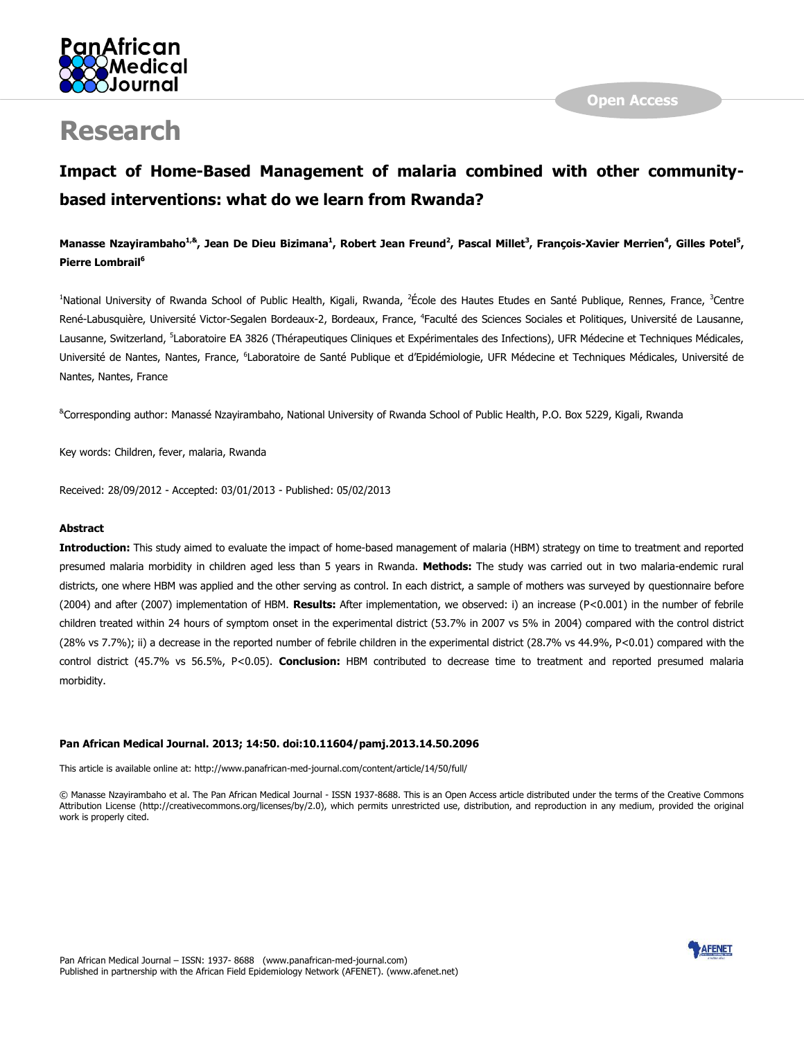# Research

## Impact of Home-Based Management of malaria combined with other community-based interventions: what do we learn from Rwanda?

**Manasse Nzayirambaho[1,&], Jean De Dieu Bizimana[1], Robert Jean Freund[2], Pascal Millet[3], François-Xavier Merrien[4], Gilles Potel[5], Pierre Lombrail[6]**

[1]National University of Rwanda School of Public Health, Kigali, Rwanda, [2]École des Hautes Etudes en Santé Publique, Rennes, France, [3]Centre René-Labusquière, Université Victor-Segalen Bordeaux-2, Bordeaux, France, [4]Faculté des Sciences Sociales et Politiques, Université de Lausanne, Lausanne, Switzerland, [5]Laboratoire EA 3826 (Thérapeutiques Cliniques et Expérimentales des Infections), UFR Médecine et Techniques Médicales, Université de Nantes, Nantes, France, [6]Laboratoire de Santé Publique et d'Epidémiologie, UFR Médecine et Techniques Médicales, Université de Nantes, Nantes, France

[&]Corresponding author: Manassé Nzayirambaho, National University of Rwanda School of Public Health, P.O. Box 5229, Kigali, Rwanda

Key words: Children, fever, malaria, Rwanda

Received: 28/09/2012 - Accepted: 03/01/2013 - Published: 05/02/2013

### Abstract

**Introduction:** This study aimed to evaluate the impact of home-based management of malaria (HBM) strategy on time to treatment and reported presumed malaria morbidity in children aged less than 5 years in Rwanda. **Methods:** The study was carried out in two malaria-endemic rural districts, one where HBM was applied and the other serving as control. In each district, a sample of mothers was surveyed by questionnaire before (2004) and after (2007) implementation of HBM. **Results:** After implementation, we observed: i) an increase ($P<0.001$) in the number of febrile children treated within 24 hours of symptom onset in the experimental district (53.7% in 2007 vs 5% in 2004) compared with the control district (28% vs 7.7%); ii) a decrease in the reported number of febrile children in the experimental district (28.7% vs 44.9%, $P<0.01$) compared with the control district (45.7% vs 56.5%, $P<0.05$). **Conclusion:** HBM contributed to decrease time to treatment and reported presumed malaria morbidity.

**Pan African Medical Journal. 2013; 14:50. doi:10.11604/pamj.2013.14.50.2096**

This article is available online at: http://www.panafrican-med-journal.com/content/article/14/50/full/

© Manasse Nzayirambaho et al. The Pan African Medical Journal - ISSN 1937-8688. This is an Open Access article distributed under the terms of the Creative Commons Attribution License (http://creativecommons.org/licenses/by/2.0), which permits unrestricted use, distribution, and reproduction in any medium, provided the original work is properly cited.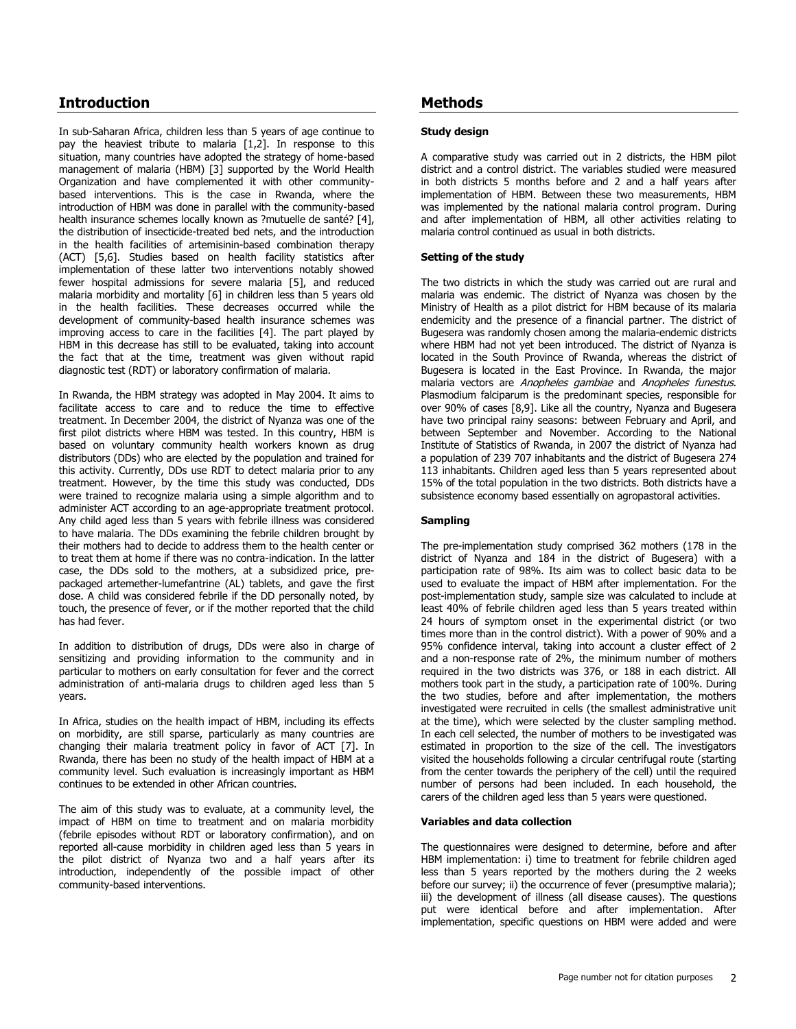## Introduction

In sub-Saharan Africa, children less than 5 years of age continue to pay the heaviest tribute to malaria [1,2]. In response to this situation, many countries have adopted the strategy of home-based management of malaria (HBM) [3] supported by the World Health Organization and have complemented it with other community-based interventions. This is the case in Rwanda, where the introduction of HBM was done in parallel with the community-based health insurance schemes locally known as ?mutuelle de santé? [4], the distribution of insecticide-treated bed nets, and the introduction in the health facilities of artemisinin-based combination therapy (ACT) [5,6]. Studies based on health facility statistics after implementation of these latter two interventions notably showed fewer hospital admissions for severe malaria [5], and reduced malaria morbidity and mortality [6] in children less than 5 years old in the health facilities. These decreases occurred while the development of community-based health insurance schemes was improving access to care in the facilities [4]. The part played by HBM in this decrease has still to be evaluated, taking into account the fact that at the time, treatment was given without rapid diagnostic test (RDT) or laboratory confirmation of malaria.

In Rwanda, the HBM strategy was adopted in May 2004. It aims to facilitate access to care and to reduce the time to effective treatment. In December 2004, the district of Nyanza was one of the first pilot districts where HBM was tested. In this country, HBM is based on voluntary community health workers known as drug distributors (DDs) who are elected by the population and trained for this activity. Currently, DDs use RDT to detect malaria prior to any treatment. However, by the time this study was conducted, DDs were trained to recognize malaria using a simple algorithm and to administer ACT according to an age-appropriate treatment protocol. Any child aged less than 5 years with febrile illness was considered to have malaria. The DDs examining the febrile children brought by their mothers had to decide to address them to the health center or to treat them at home if there was no contra-indication. In the latter case, the DDs sold to the mothers, at a subsidized price, pre-packaged artemether-lumefantrine (AL) tablets, and gave the first dose. A child was considered febrile if the DD personally noted, by touch, the presence of fever, or if the mother reported that the child has had fever.

In addition to distribution of drugs, DDs were also in charge of sensitizing and providing information to the community and in particular to mothers on early consultation for fever and the correct administration of anti-malaria drugs to children aged less than 5 years.

In Africa, studies on the health impact of HBM, including its effects on morbidity, are still sparse, particularly as many countries are changing their malaria treatment policy in favor of ACT [7]. In Rwanda, there has been no study of the health impact of HBM at a community level. Such evaluation is increasingly important as HBM continues to be extended in other African countries.

The aim of this study was to evaluate, at a community level, the impact of HBM on time to treatment and on malaria morbidity (febrile episodes without RDT or laboratory confirmation), and on reported all-cause morbidity in children aged less than 5 years in the pilot district of Nyanza two and a half years after its introduction, independently of the possible impact of other community-based interventions.

## Methods

### Study design

A comparative study was carried out in 2 districts, the HBM pilot district and a control district. The variables studied were measured in both districts 5 months before and 2 and a half years after implementation of HBM. Between these two measurements, HBM was implemented by the national malaria control program. During and after implementation of HBM, all other activities relating to malaria control continued as usual in both districts.

### Setting of the study

The two districts in which the study was carried out are rural and malaria was endemic. The district of Nyanza was chosen by the Ministry of Health as a pilot district for HBM because of its malaria endemicity and the presence of a financial partner. The district of Bugesera was randomly chosen among the malaria-endemic districts where HBM had not yet been introduced. The district of Nyanza is located in the South Province of Rwanda, whereas the district of Bugesera is located in the East Province. In Rwanda, the major malaria vectors are *Anopheles gambiae* and *Anopheles funestus*. Plasmodium falciparum is the predominant species, responsible for over 90% of cases [8,9]. Like all the country, Nyanza and Bugesera have two principal rainy seasons: between February and April, and between September and November. According to the National Institute of Statistics of Rwanda, in 2007 the district of Nyanza had a population of 239 707 inhabitants and the district of Bugesera 274 113 inhabitants. Children aged less than 5 years represented about 15% of the total population in the two districts. Both districts have a subsistence economy based essentially on agropastoral activities.

### Sampling

The pre-implementation study comprised 362 mothers (178 in the district of Nyanza and 184 in the district of Bugesera) with a participation rate of 98%. Its aim was to collect basic data to be used to evaluate the impact of HBM after implementation. For the post-implementation study, sample size was calculated to include at least 40% of febrile children aged less than 5 years treated within 24 hours of symptom onset in the experimental district (or two times more than in the control district). With a power of 90% and a 95% confidence interval, taking into account a cluster effect of 2 and a non-response rate of 2%, the minimum number of mothers required in the two districts was 376, or 188 in each district. All mothers took part in the study, a participation rate of 100%. During the two studies, before and after implementation, the mothers investigated were recruited in cells (the smallest administrative unit at the time), which were selected by the cluster sampling method. In each cell selected, the number of mothers to be investigated was estimated in proportion to the size of the cell. The investigators visited the households following a circular centrifugal route (starting from the center towards the periphery of the cell) until the required number of persons had been included. In each household, the carers of the children aged less than 5 years were questioned.

### Variables and data collection

The questionnaires were designed to determine, before and after HBM implementation: i) time to treatment for febrile children aged less than 5 years reported by the mothers during the 2 weeks before our survey; ii) the occurrence of fever (presumptive malaria); iii) the development of illness (all disease causes). The questions put were identical before and after implementation. After implementation, specific questions on HBM were added and were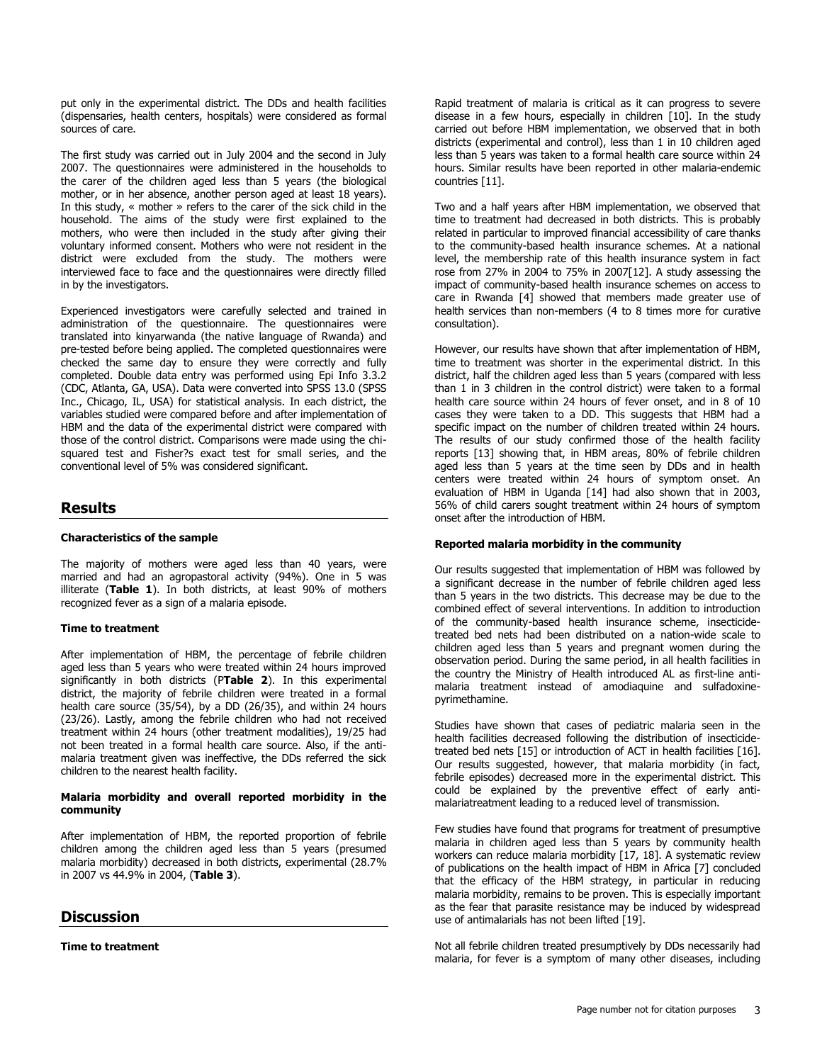put only in the experimental district. The DDs and health facilities (dispensaries, health centers, hospitals) were considered as formal sources of care.

The first study was carried out in July 2004 and the second in July 2007. The questionnaires were administered in the households to the carer of the children aged less than 5 years (the biological mother, or in her absence, another person aged at least 18 years). In this study, « mother » refers to the carer of the sick child in the household. The aims of the study were first explained to the mothers, who were then included in the study after giving their voluntary informed consent. Mothers who were not resident in the district were excluded from the study. The mothers were interviewed face to face and the questionnaires were directly filled in by the investigators.

Experienced investigators were carefully selected and trained in administration of the questionnaire. The questionnaires were translated into kinyarwanda (the native language of Rwanda) and pre-tested before being applied. The completed questionnaires were checked the same day to ensure they were correctly and fully completed. Double data entry was performed using Epi Info 3.3.2 (CDC, Atlanta, GA, USA). Data were converted into SPSS 13.0 (SPSS Inc., Chicago, IL, USA) for statistical analysis. In each district, the variables studied were compared before and after implementation of HBM and the data of the experimental district were compared with those of the control district. Comparisons were made using the chi-squared test and Fisher?s exact test for small series, and the conventional level of 5% was considered significant.

## Results

### Characteristics of the sample

The majority of mothers were aged less than 40 years, were married and had an agropastoral activity (94%). One in 5 was illiterate (**Table 1**). In both districts, at least 90% of mothers recognized fever as a sign of a malaria episode.

### Time to treatment

After implementation of HBM, the percentage of febrile children aged less than 5 years who were treated within 24 hours improved significantly in both districts (P**Table 2**). In this experimental district, the majority of febrile children were treated in a formal health care source (35/54), by a DD (26/35), and within 24 hours (23/26). Lastly, among the febrile children who had not received treatment within 24 hours (other treatment modalities), 19/25 had not been treated in a formal health care source. Also, if the anti-malaria treatment given was ineffective, the DDs referred the sick children to the nearest health facility.

### Malaria morbidity and overall reported morbidity in the community

After implementation of HBM, the reported proportion of febrile children among the children aged less than 5 years (presumed malaria morbidity) decreased in both districts, experimental (28.7% in 2007 vs 44.9% in 2004, (**Table 3**).

## Discussion

### Time to treatment

Rapid treatment of malaria is critical as it can progress to severe disease in a few hours, especially in children [10]. In the study carried out before HBM implementation, we observed that in both districts (experimental and control), less than 1 in 10 children aged less than 5 years was taken to a formal health care source within 24 hours. Similar results have been reported in other malaria-endemic countries [11].

Two and a half years after HBM implementation, we observed that time to treatment had decreased in both districts. This is probably related in particular to improved financial accessibility of care thanks to the community-based health insurance schemes. At a national level, the membership rate of this health insurance system in fact rose from 27% in 2004 to 75% in 2007[12]. A study assessing the impact of community-based health insurance schemes on access to care in Rwanda [4] showed that members made greater use of health services than non-members (4 to 8 times more for curative consultation).

However, our results have shown that after implementation of HBM, time to treatment was shorter in the experimental district. In this district, half the children aged less than 5 years (compared with less than 1 in 3 children in the control district) were taken to a formal health care source within 24 hours of fever onset, and in 8 of 10 cases they were taken to a DD. This suggests that HBM had a specific impact on the number of children treated within 24 hours. The results of our study confirmed those of the health facility reports [13] showing that, in HBM areas, 80% of febrile children aged less than 5 years at the time seen by DDs and in health centers were treated within 24 hours of symptom onset. An evaluation of HBM in Uganda [14] had also shown that in 2003, 56% of child carers sought treatment within 24 hours of symptom onset after the introduction of HBM.

### Reported malaria morbidity in the community

Our results suggested that implementation of HBM was followed by a significant decrease in the number of febrile children aged less than 5 years in the two districts. This decrease may be due to the combined effect of several interventions. In addition to introduction of the community-based health insurance scheme, insecticide-treated bed nets had been distributed on a nation-wide scale to children aged less than 5 years and pregnant women during the observation period. During the same period, in all health facilities in the country the Ministry of Health introduced AL as first-line anti-malaria treatment instead of amodiaquine and sulfadoxine-pyrimethamine.

Studies have shown that cases of pediatric malaria seen in the health facilities decreased following the distribution of insecticide-treated bed nets [15] or introduction of ACT in health facilities [16]. Our results suggested, however, that malaria morbidity (in fact, febrile episodes) decreased more in the experimental district. This could be explained by the preventive effect of early anti-malariatreatment leading to a reduced level of transmission.

Few studies have found that programs for treatment of presumptive malaria in children aged less than 5 years by community health workers can reduce malaria morbidity [17, 18]. A systematic review of publications on the health impact of HBM in Africa [7] concluded that the efficacy of the HBM strategy, in particular in reducing malaria morbidity, remains to be proven. This is especially important as the fear that parasite resistance may be induced by widespread use of antimalarials has not been lifted [19].

Not all febrile children treated presumptively by DDs necessarily had malaria, for fever is a symptom of many other diseases, including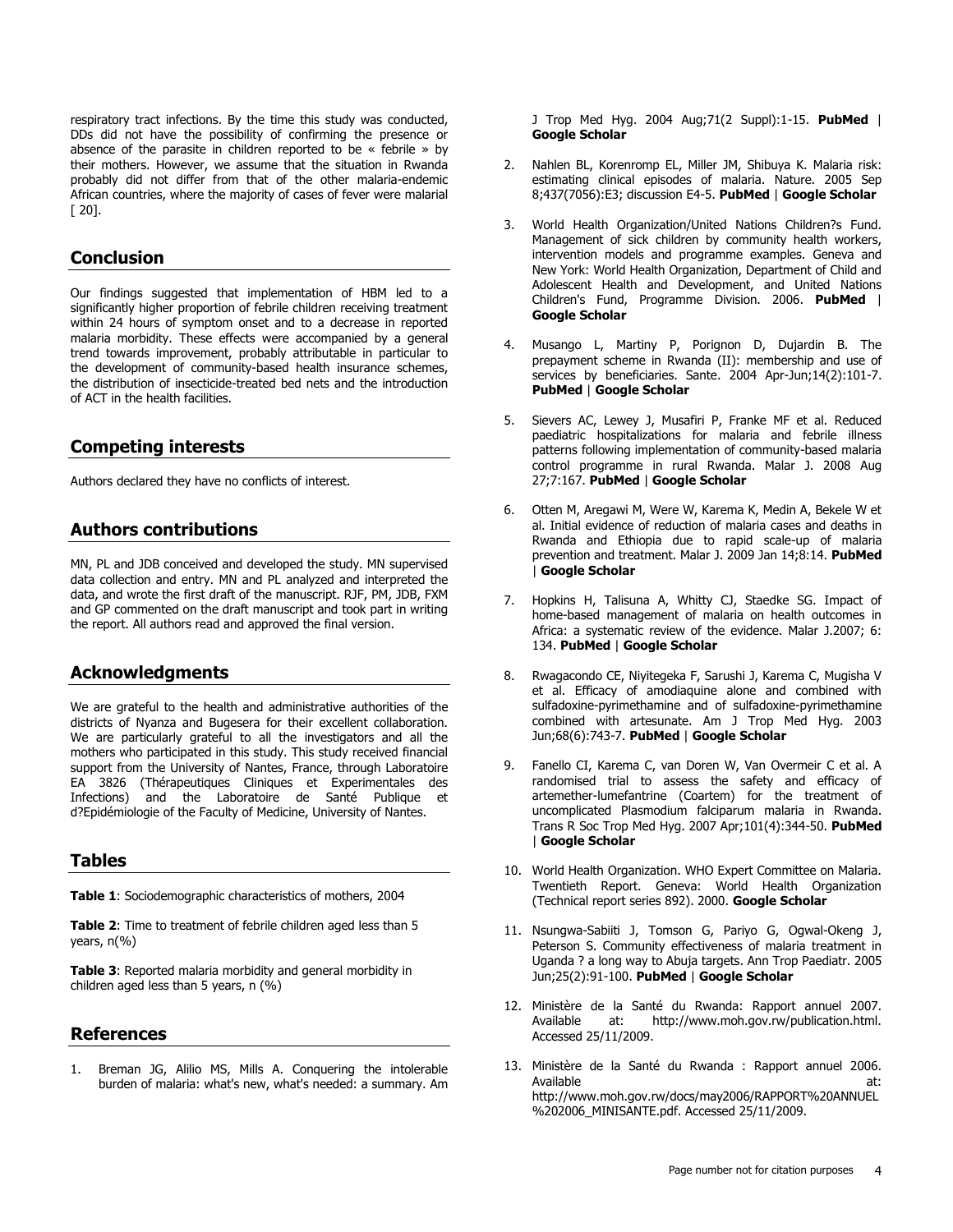respiratory tract infections. By the time this study was conducted, DDs did not have the possibility of confirming the presence or absence of the parasite in children reported to be « febrile » by their mothers. However, we assume that the situation in Rwanda probably did not differ from that of the other malaria-endemic African countries, where the majority of cases of fever were malarial [ 20].

## Conclusion

Our findings suggested that implementation of HBM led to a significantly higher proportion of febrile children receiving treatment within 24 hours of symptom onset and to a decrease in reported malaria morbidity. These effects were accompanied by a general trend towards improvement, probably attributable in particular to the development of community-based health insurance schemes, the distribution of insecticide-treated bed nets and the introduction of ACT in the health facilities.

## Competing interests

Authors declared they have no conflicts of interest.

## Authors contributions

MN, PL and JDB conceived and developed the study. MN supervised data collection and entry. MN and PL analyzed and interpreted the data, and wrote the first draft of the manuscript. RJF, PM, JDB, FXM and GP commented on the draft manuscript and took part in writing the report. All authors read and approved the final version.

## Acknowledgments

We are grateful to the health and administrative authorities of the districts of Nyanza and Bugesera for their excellent collaboration. We are particularly grateful to all the investigators and all the mothers who participated in this study. This study received financial support from the University of Nantes, France, through Laboratoire EA 3826 (Thérapeutiques Cliniques et Experimentales des Infections) and the Laboratoire de Santé Publique et d?Epidémiologie of the Faculty of Medicine, University of Nantes.

## Tables

**Table 1**: Sociodemographic characteristics of mothers, 2004

**Table 2**: Time to treatment of febrile children aged less than 5 years, n(%)

**Table 3**: Reported malaria morbidity and general morbidity in children aged less than 5 years, n (%)

## References

1. Breman JG, Alilio MS, Mills A. Conquering the intolerable burden of malaria: what's new, what's needed: a summary. Am J Trop Med Hyg. 2004 Aug;71(2 Suppl):1-15. **PubMed** | **Google Scholar**
2. Nahlen BL, Korenromp EL, Miller JM, Shibuya K. Malaria risk: estimating clinical episodes of malaria. Nature. 2005 Sep 8;437(7056):E3; discussion E4-5. **PubMed** | **Google Scholar**
3. World Health Organization/United Nations Children?s Fund. Management of sick children by community health workers, intervention models and programme examples. Geneva and New York: World Health Organization, Department of Child and Adolescent Health and Development, and United Nations Children's Fund, Programme Division. 2006. **PubMed** | **Google Scholar**
4. Musango L, Martiny P, Porignon D, Dujardin B. The prepayment scheme in Rwanda (II): membership and use of services by beneficiaries. Sante. 2004 Apr-Jun;14(2):101-7. **PubMed** | **Google Scholar**
5. Sievers AC, Lewey J, Musafiri P, Franke MF et al. Reduced paediatric hospitalizations for malaria and febrile illness patterns following implementation of community-based malaria control programme in rural Rwanda. Malar J. 2008 Aug 27;7:167. **PubMed** | **Google Scholar**
6. Otten M, Aregawi M, Were W, Karema K, Medin A, Bekele W et al. Initial evidence of reduction of malaria cases and deaths in Rwanda and Ethiopia due to rapid scale-up of malaria prevention and treatment. Malar J. 2009 Jan 14;8:14. **PubMed** | **Google Scholar**
7. Hopkins H, Talisuna A, Whitty CJ, Staedke SG. Impact of home-based management of malaria on health outcomes in Africa: a systematic review of the evidence. Malar J.2007; 6: 134. **PubMed** | **Google Scholar**
8. Rwagacondo CE, Niyitegeka F, Sarushi J, Karema C, Mugisha V et al. Efficacy of amodiaquine alone and combined with sulfadoxine-pyrimethamine and of sulfadoxine-pyrimethamine combined with artesunate. Am J Trop Med Hyg. 2003 Jun;68(6):743-7. **PubMed** | **Google Scholar**
9. Fanello CI, Karema C, van Doren W, Van Overmeir C et al. A randomised trial to assess the safety and efficacy of artemether-lumefantrine (Coartem) for the treatment of uncomplicated Plasmodium falciparum malaria in Rwanda. Trans R Soc Trop Med Hyg. 2007 Apr;101(4):344-50. **PubMed** | **Google Scholar**
10. World Health Organization. WHO Expert Committee on Malaria. Twentieth Report. Geneva: World Health Organization (Technical report series 892). 2000. **Google Scholar**
11. Nsungwa-Sabiiti J, Tomson G, Pariyo G, Ogwal-Okeng J, Peterson S. Community effectiveness of malaria treatment in Uganda ? a long way to Abuja targets. Ann Trop Paediatr. 2005 Jun;25(2):91-100. **PubMed** | **Google Scholar**
12. Ministère de la Santé du Rwanda: Rapport annuel 2007. Available at: http://www.moh.gov.rw/publication.html. Accessed 25/11/2009.
13. Ministère de la Santé du Rwanda : Rapport annuel 2006. Available at: http://www.moh.gov.rw/docs/may2006/RAPPORT%20ANNUEL%202006_MINISANTE.pdf. Accessed 25/11/2009.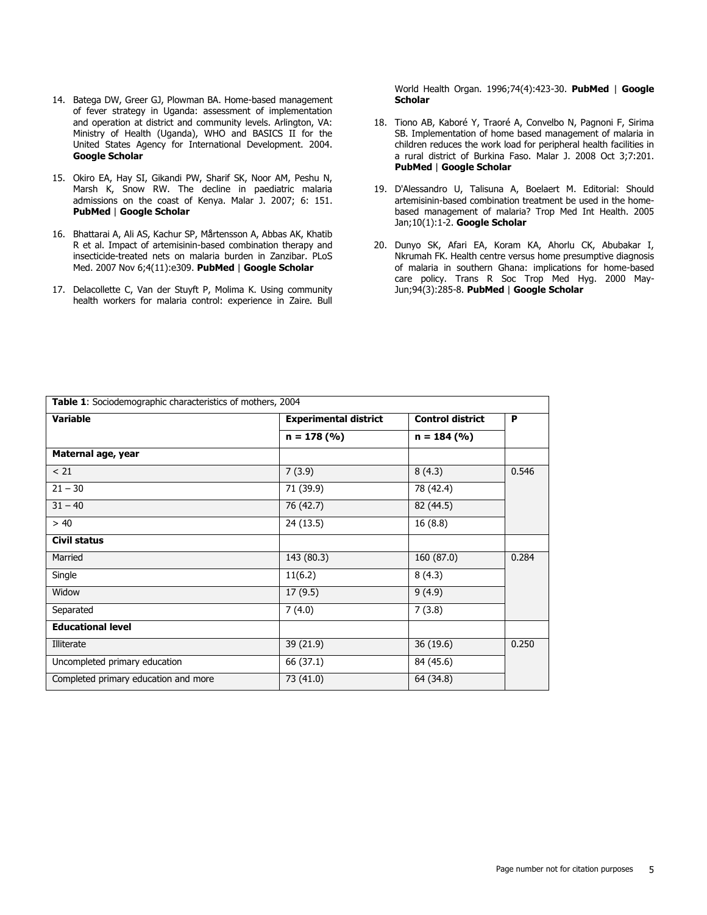14. Batega DW, Greer GJ, Plowman BA. Home-based management of fever strategy in Uganda: assessment of implementation and operation at district and community levels. Arlington, VA: Ministry of Health (Uganda), WHO and BASICS II for the United States Agency for International Development. 2004. **Google Scholar**

15. Okiro EA, Hay SI, Gikandi PW, Sharif SK, Noor AM, Peshu N, Marsh K, Snow RW. The decline in paediatric malaria admissions on the coast of Kenya. Malar J. 2007; 6: 151. **PubMed** | **Google Scholar**

16. Bhattarai A, Ali AS, Kachur SP, Mårtensson A, Abbas AK, Khatib R et al. Impact of artemisinin-based combination therapy and insecticide-treated nets on malaria burden in Zanzibar. PLoS Med. 2007 Nov 6;4(11):e309. **PubMed** | **Google Scholar**

17. Delacollette C, Van der Stuyft P, Molima K. Using community health workers for malaria control: experience in Zaire. Bull World Health Organ. 1996;74(4):423-30. **PubMed** | **Google Scholar**

18. Tiono AB, Kaboré Y, Traoré A, Convelbo N, Pagnoni F, Sirima SB. Implementation of home based management of malaria in children reduces the work load for peripheral health facilities in a rural district of Burkina Faso. Malar J. 2008 Oct 3;7:201. **PubMed** | **Google Scholar**

19. D'Alessandro U, Talisuna A, Boelaert M. Editorial: Should artemisinin-based combination treatment be used in the home-based management of malaria? Trop Med Int Health. 2005 Jan;10(1):1-2. **Google Scholar**

20. Dunyo SK, Afari EA, Koram KA, Ahorlu CK, Abubakar I, Nkrumah FK. Health centre versus home presumptive diagnosis of malaria in southern Ghana: implications for home-based care policy. Trans R Soc Trop Med Hyg. 2000 May-Jun;94(3):285-8. **PubMed** | **Google Scholar**

**Table 1**: Sociodemographic characteristics of mothers, 2004

| **Variable** | **Experimental district** | **Control district** | **P** |
|---|---|---|---|
| | **n = 178 (%)** | **n = 184 (%)** | |
| **Maternal age, year** | | | |
| < 21 | 7 (3.9) | 8 (4.3) | 0.546 |
| 21 – 30 | 71 (39.9) | 78 (42.4) | |
| 31 – 40 | 76 (42.7) | 82 (44.5) | |
| > 40 | 24 (13.5) | 16 (8.8) | |
| **Civil status** | | | |
| Married | 143 (80.3) | 160 (87.0) | 0.284 |
| Single | 11(6.2) | 8 (4.3) | |
| Widow | 17 (9.5) | 9 (4.9) | |
| Separated | 7 (4.0) | 7 (3.8) | |
| **Educational level** | | | |
| Illiterate | 39 (21.9) | 36 (19.6) | 0.250 |
| Uncompleted primary education | 66 (37.1) | 84 (45.6) | |
| Completed primary education and more | 73 (41.0) | 64 (34.8) | |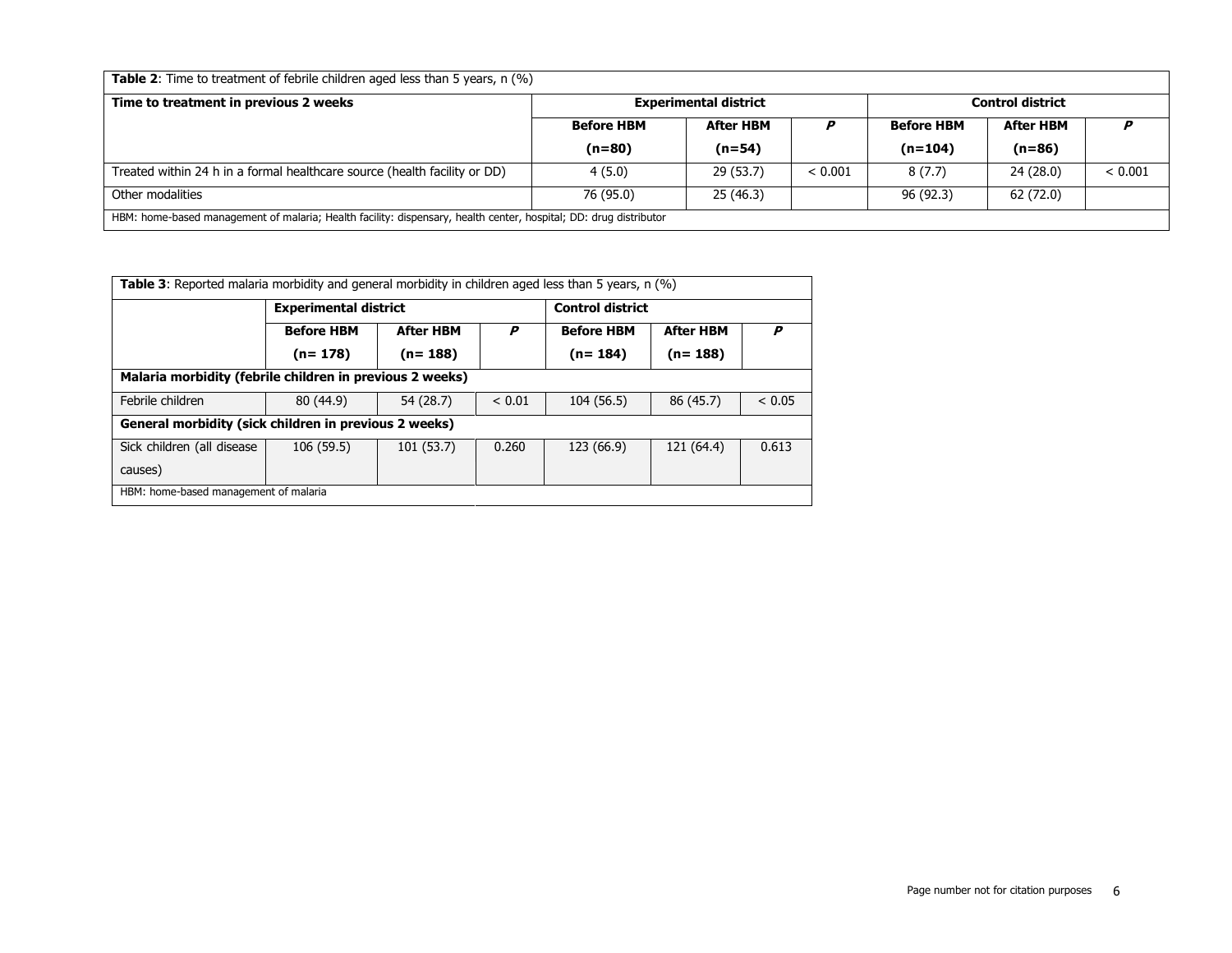**Table 2**: Time to treatment of febrile children aged less than 5 years, n (%)

| Time to treatment in previous 2 weeks | Experimental district | | | Control district | | |
|---|---|---|---|---|---|---|
| | **Before HBM (n=80)** | **After HBM (n=54)** | ***P*** | **Before HBM (n=104)** | **After HBM (n=86)** | ***P*** |
| Treated within 24 h in a formal healthcare source (health facility or DD) | 4 (5.0) | 29 (53.7) | < 0.001 | 8 (7.7) | 24 (28.0) | < 0.001 |
| Other modalities | 76 (95.0) | 25 (46.3) | | 96 (92.3) | 62 (72.0) | |

HBM: home-based management of malaria; Health facility: dispensary, health center, hospital; DD: drug distributor

**Table 3**: Reported malaria morbidity and general morbidity in children aged less than 5 years, n (%)

| | Experimental district | | | Control district | | |
|---|---|---|---|---|---|---|
| | **Before HBM (n= 178)** | **After HBM (n= 188)** | ***P*** | **Before HBM (n= 184)** | **After HBM (n= 188)** | ***P*** |
| **Malaria morbidity (febrile children in previous 2 weeks)** | | | | | | |
| Febrile children | 80 (44.9) | 54 (28.7) | < 0.01 | 104 (56.5) | 86 (45.7) | < 0.05 |
| **General morbidity (sick children in previous 2 weeks)** | | | | | | |
| Sick children (all disease causes) | 106 (59.5) | 101 (53.7) | 0.260 | 123 (66.9) | 121 (64.4) | 0.613 |

HBM: home-based management of malaria